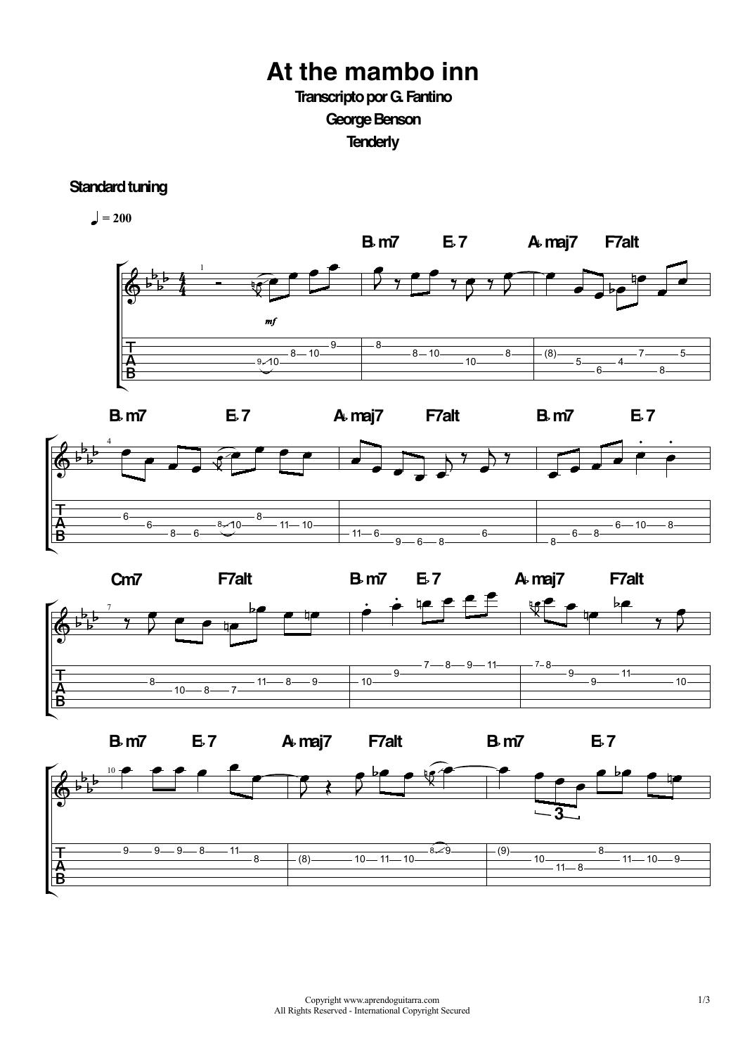# At the mambo inn

**Transcripto por G. Fantino**

**George Benson**

**Tenderly**

**Standard tuning**

♩ = 200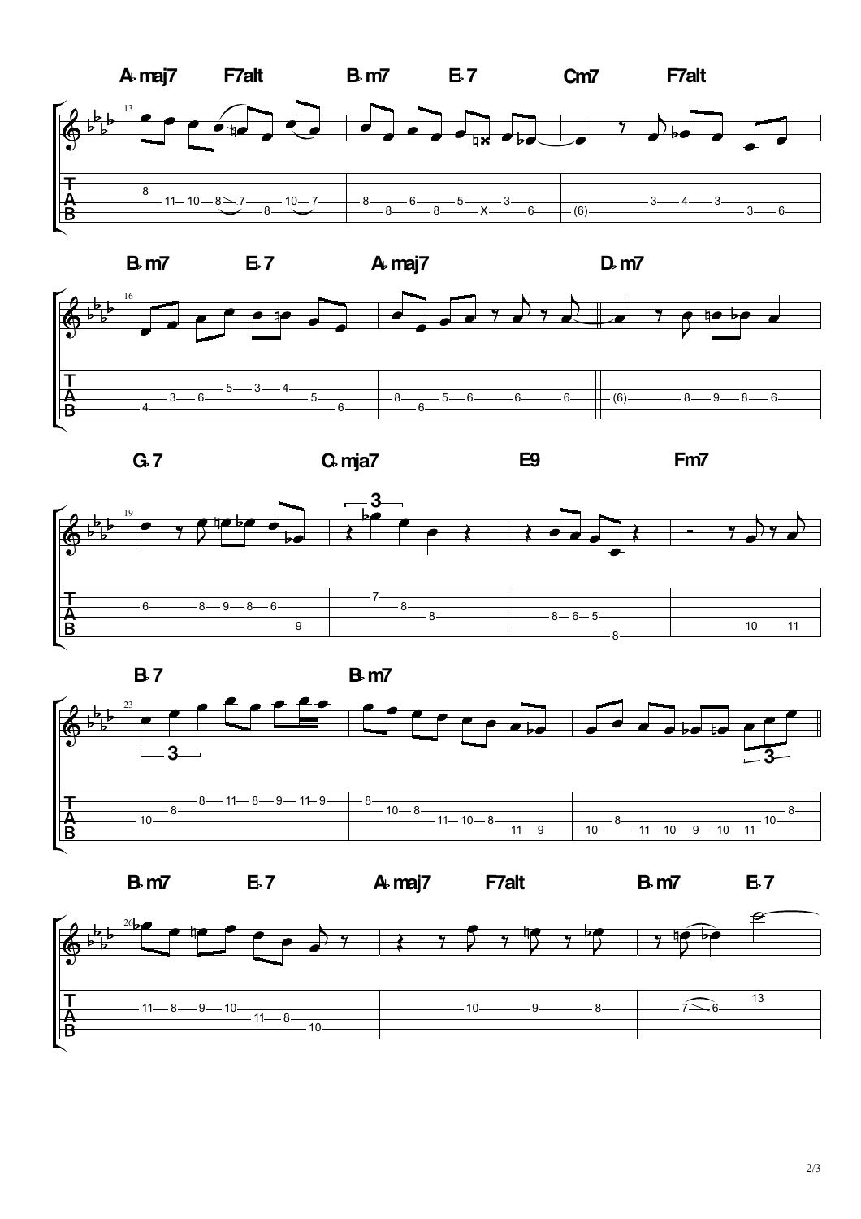Ab maj7 F7alt Bb m7 Eb 7 Cm7 F7alt

Bb m7 Eb 7 Ab maj7 Db m7

Gb 7 Cb mja7 E9 Fm7

Bb 7 Bb m7

Bb m7 Eb 7 Ab maj7 F7alt Bb m7 Eb 7